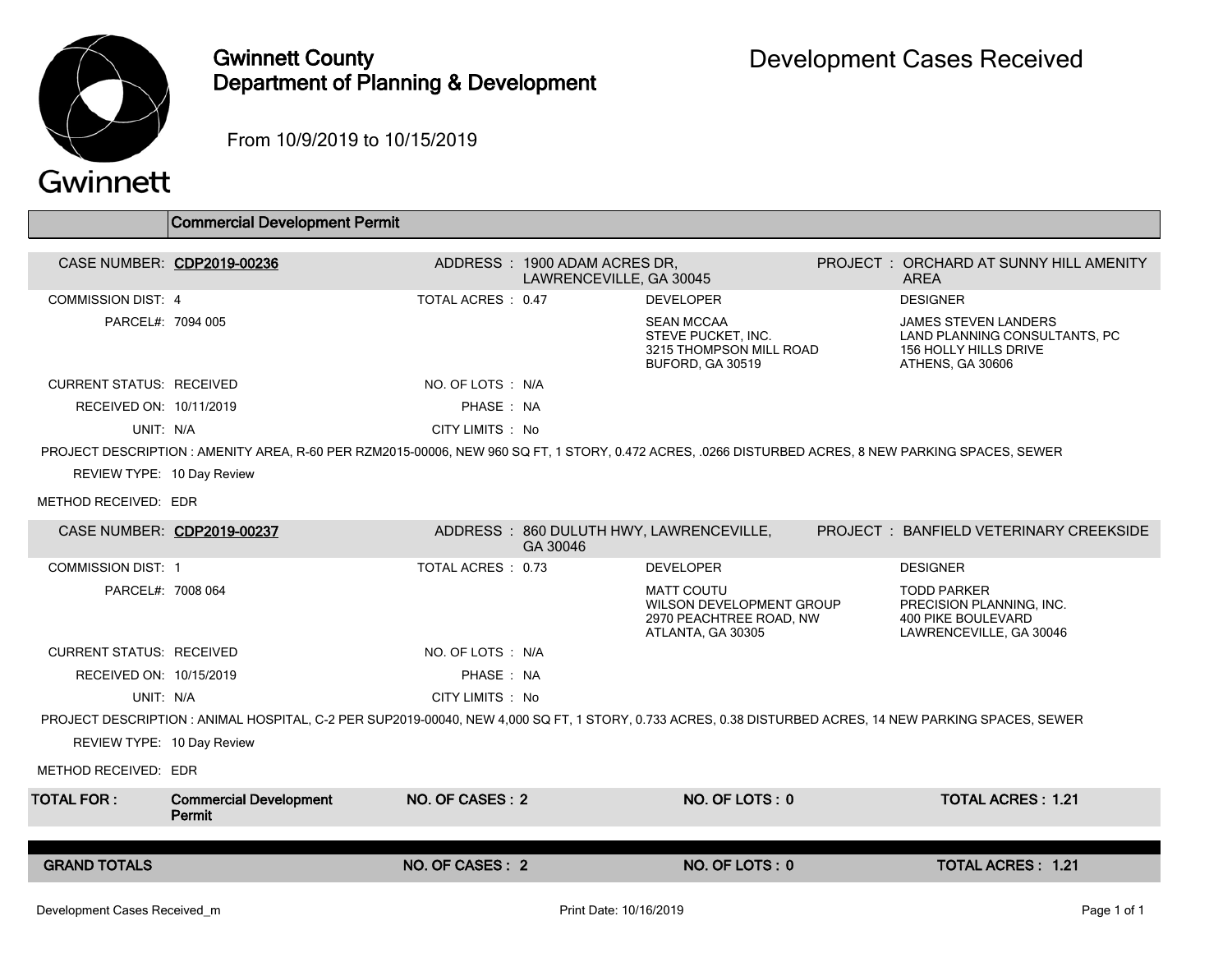# Gwinnett County Department of Planning & Development

## Development Cases Received

From 10/9/2019 to 10/15/2019

## Commercial Development Permit

**CASE NUMBER:** CDP2019-00236
**ADDRESS:** 1900 ADAM ACRES DR, LAWRENCEVILLE, GA 30045
**PROJECT:** ORCHARD AT SUNNY HILL AMENITY AREA

COMMISSION DIST: 4
TOTAL ACRES: 0.47
PARCEL#: 7094 005

**DEVELOPER**
SEAN MCCAA
STEVE PUCKET, INC.
3215 THOMPSON MILL ROAD
BUFORD, GA 30519

**DESIGNER**
JAMES STEVEN LANDERS
LAND PLANNING CONSULTANTS, PC
156 HOLLY HILLS DRIVE
ATHENS, GA 30606

CURRENT STATUS: RECEIVED
NO. OF LOTS: N/A
RECEIVED ON: 10/11/2019
PHASE: NA
UNIT: N/A
CITY LIMITS: No

PROJECT DESCRIPTION: AMENITY AREA, R-60 PER RZM2015-00006, NEW 960 SQ FT, 1 STORY, 0.472 ACRES, .0266 DISTURBED ACRES, 8 NEW PARKING SPACES, SEWER

REVIEW TYPE: 10 Day Review

METHOD RECEIVED: EDR

---

**CASE NUMBER:** CDP2019-00237
**ADDRESS:** 860 DULUTH HWY, LAWRENCEVILLE, GA 30046
**PROJECT:** BANFIELD VETERINARY CREEKSIDE

COMMISSION DIST: 1
TOTAL ACRES: 0.73
PARCEL#: 7008 064

**DEVELOPER**
MATT COUTU
WILSON DEVELOPMENT GROUP
2970 PEACHTREE ROAD, NW
ATLANTA, GA 30305

**DESIGNER**
TODD PARKER
PRECISION PLANNING, INC.
400 PIKE BOULEVARD
LAWRENCEVILLE, GA 30046

CURRENT STATUS: RECEIVED
NO. OF LOTS: N/A
RECEIVED ON: 10/15/2019
PHASE: NA
UNIT: N/A
CITY LIMITS: No

PROJECT DESCRIPTION: ANIMAL HOSPITAL, C-2 PER SUP2019-00040, NEW 4,000 SQ FT, 1 STORY, 0.733 ACRES, 0.38 DISTURBED ACRES, 14 NEW PARKING SPACES, SEWER

REVIEW TYPE: 10 Day Review

METHOD RECEIVED: EDR

---

| TOTAL FOR: | Commercial Development Permit | NO. OF CASES: 2 | NO. OF LOTS: 0 | TOTAL ACRES: 1.21 |
|---|---|---|---|---|
| **GRAND TOTALS** | | **NO. OF CASES: 2** | **NO. OF LOTS: 0** | **TOTAL ACRES: 1.21** |

Development Cases Received_m — Print Date: 10/16/2019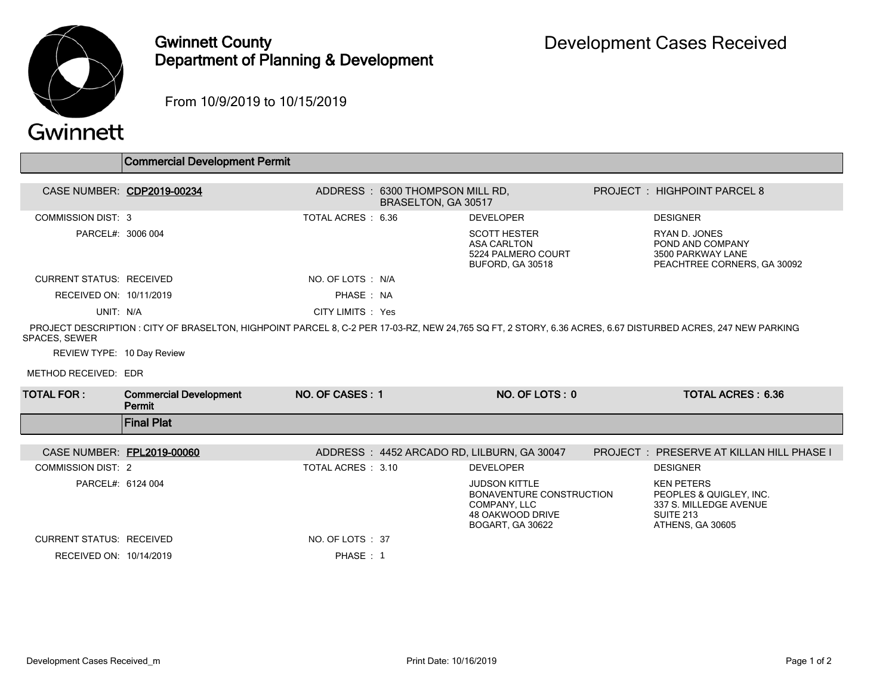# Gwinnett County Department of Planning & Development

## Development Cases Received

From 10/9/2019 to 10/15/2019

## Commercial Development Permit

| | | | | | |
|---|---|---|---|---|---|
| CASE NUMBER: | **CDP2019-00234** | ADDRESS : | 6300 THOMPSON MILL RD, BRASELTON, GA 30517 | PROJECT : | HIGHPOINT PARCEL 8 |
| COMMISSION DIST: | 3 | TOTAL ACRES : | 6.36 | DEVELOPER | DESIGNER |
| PARCEL#: | 3006 004 | | | SCOTT HESTER<br>ASA CARLTON<br>5224 PALMERO COURT<br>BUFORD, GA 30518 | RYAN D. JONES<br>POND AND COMPANY<br>3500 PARKWAY LANE<br>PEACHTREE CORNERS, GA 30092 |
| CURRENT STATUS: | RECEIVED | NO. OF LOTS : | N/A | | |
| RECEIVED ON: | 10/11/2019 | PHASE : | NA | | |
| UNIT: | N/A | CITY LIMITS : | Yes | | |

PROJECT DESCRIPTION : CITY OF BRASELTON, HIGHPOINT PARCEL 8, C-2 PER 17-03-RZ, NEW 24,765 SQ FT, 2 STORY, 6.36 ACRES, 6.67 DISTURBED ACRES, 247 NEW PARKING SPACES, SEWER

REVIEW TYPE: 10 Day Review

METHOD RECEIVED: EDR

| TOTAL FOR : | Commercial Development Permit | NO. OF CASES : 1 | NO. OF LOTS : 0 | TOTAL ACRES : 6.36 |
|---|---|---|---|---|

## Final Plat

| | | | | | |
|---|---|---|---|---|---|
| CASE NUMBER: | **FPL2019-00060** | ADDRESS : | 4452 ARCADO RD, LILBURN, GA 30047 | PROJECT : | PRESERVE AT KILLAN HILL PHASE I |
| COMMISSION DIST: | 2 | TOTAL ACRES : | 3.10 | DEVELOPER | DESIGNER |
| PARCEL#: | 6124 004 | | | JUDSON KITTLE<br>BONAVENTURE CONSTRUCTION COMPANY, LLC<br>48 OAKWOOD DRIVE<br>BOGART, GA 30622 | KEN PETERS<br>PEOPLES & QUIGLEY, INC.<br>337 S. MILLEDGE AVENUE<br>SUITE 213<br>ATHENS, GA 30605 |
| CURRENT STATUS: | RECEIVED | NO. OF LOTS : | 37 | | |
| RECEIVED ON: | 10/14/2019 | PHASE : | 1 | | |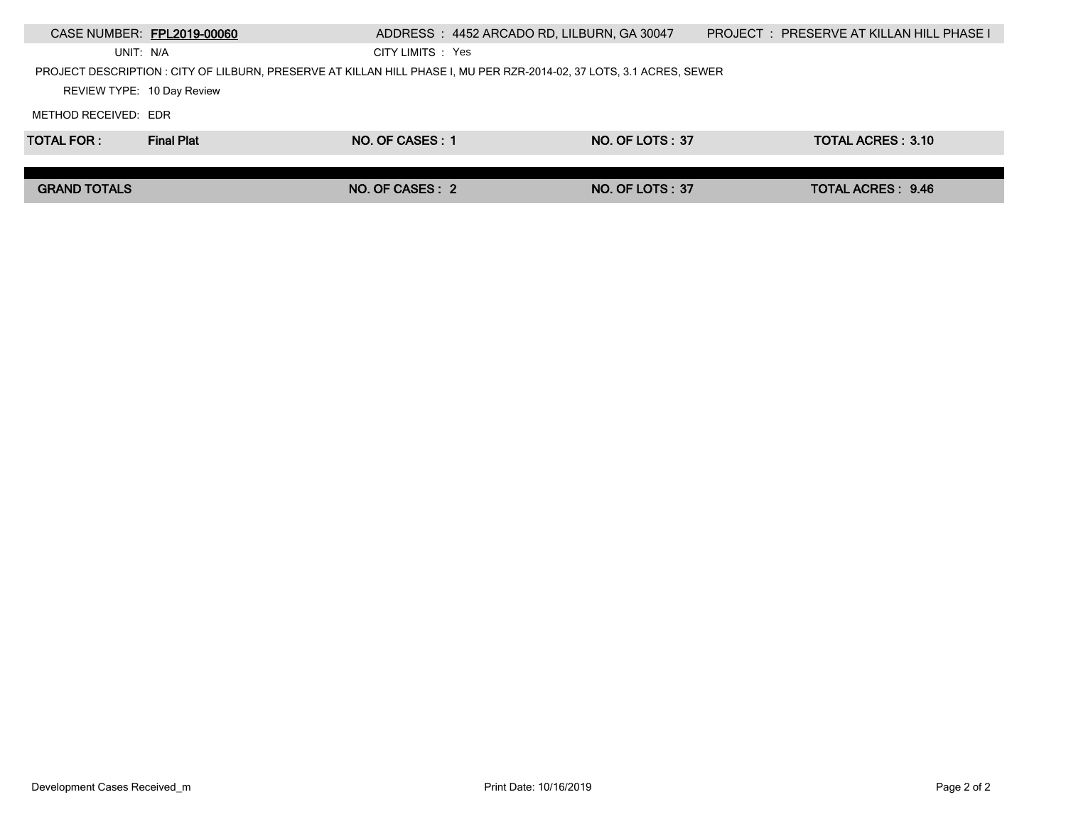CASE NUMBER: **FPL2019-00060** ADDRESS : 4452 ARCADO RD, LILBURN, GA 30047 PROJECT : PRESERVE AT KILLAN HILL PHASE I

UNIT: N/A CITY LIMITS : Yes

PROJECT DESCRIPTION : CITY OF LILBURN, PRESERVE AT KILLAN HILL PHASE I, MU PER RZR-2014-02, 37 LOTS, 3.1 ACRES, SEWER

REVIEW TYPE: 10 Day Review

METHOD RECEIVED: EDR

| | | | | |
|---|---|---|---|---|
| **TOTAL FOR :** | **Final Plat** | **NO. OF CASES : 1** | **NO. OF LOTS : 37** | **TOTAL ACRES : 3.10** |

| | | | |
|---|---|---|---|
| **GRAND TOTALS** | **NO. OF CASES : 2** | **NO. OF LOTS : 37** | **TOTAL ACRES : 9.46** |

Development Cases Received_m Print Date: 10/16/2019